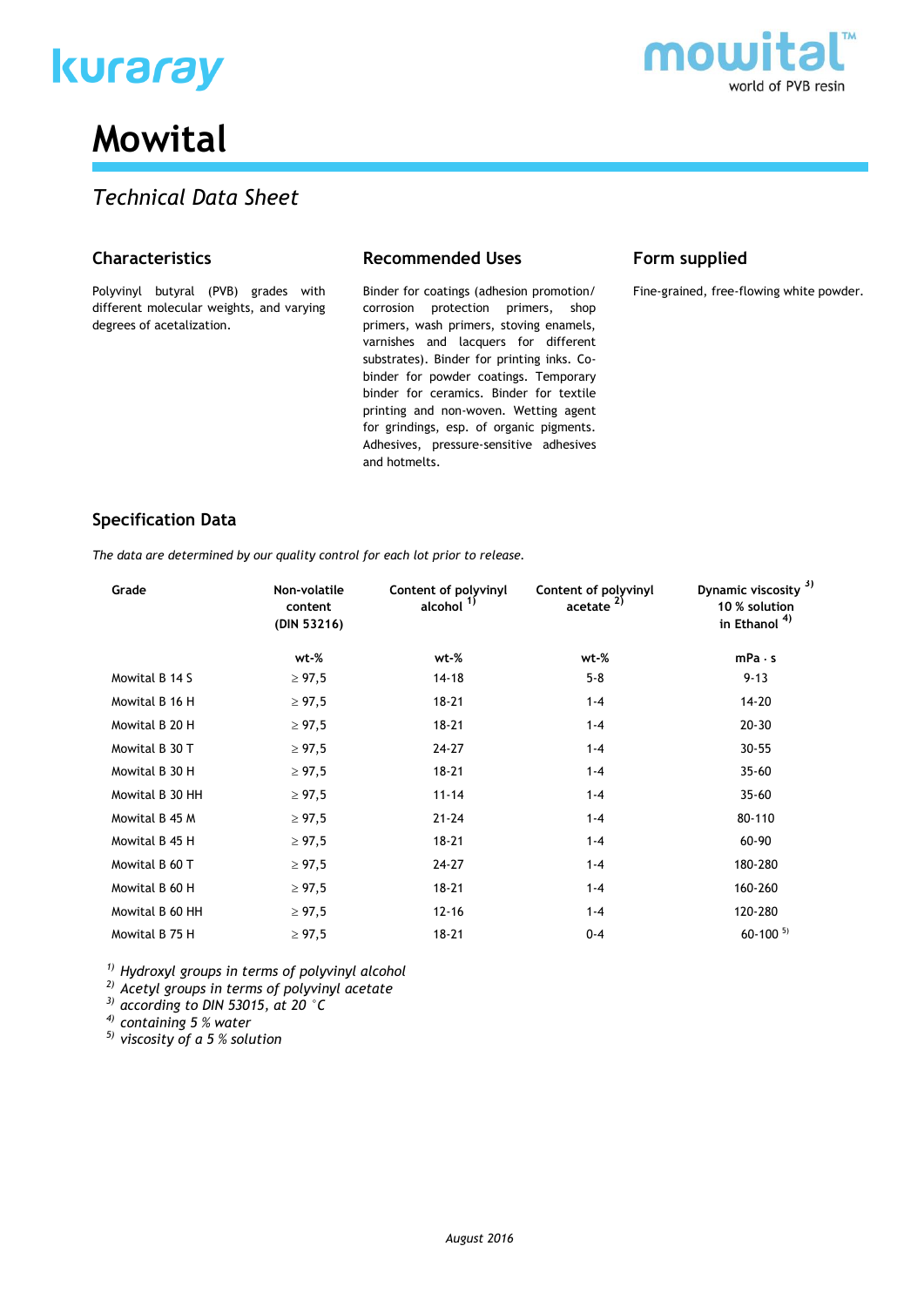kuraray

mowital™
world of PVB resin

# Mowital

## Technical Data Sheet

### Characteristics

Polyvinyl butyral (PVB) grades with different molecular weights, and varying degrees of acetalization.

### Recommended Uses

Binder for coatings (adhesion promotion/ corrosion protection primers, shop primers, wash primers, stoving enamels, varnishes and lacquers for different substrates). Binder for printing inks. Co-binder for powder coatings. Temporary binder for ceramics. Binder for textile printing and non-woven. Wetting agent for grindings, esp. of organic pigments. Adhesives, pressure-sensitive adhesives and hotmelts.

### Form supplied

Fine-grained, free-flowing white powder.

### Specification Data

*The data are determined by our quality control for each lot prior to release.*

| Grade | Non-volatile content (DIN 53216) | Content of polyvinyl alcohol [1] | Content of polyvinyl acetate [2] | Dynamic viscosity [3] 10 % solution in Ethanol [4] |
|---|---|---|---|---|
| | wt-% | wt-% | wt-% | mPa · s |
| Mowital B 14 S | ≥ 97,5 | 14-18 | 5-8 | 9-13 |
| Mowital B 16 H | ≥ 97,5 | 18-21 | 1-4 | 14-20 |
| Mowital B 20 H | ≥ 97,5 | 18-21 | 1-4 | 20-30 |
| Mowital B 30 T | ≥ 97,5 | 24-27 | 1-4 | 30-55 |
| Mowital B 30 H | ≥ 97,5 | 18-21 | 1-4 | 35-60 |
| Mowital B 30 HH | ≥ 97,5 | 11-14 | 1-4 | 35-60 |
| Mowital B 45 M | ≥ 97,5 | 21-24 | 1-4 | 80-110 |
| Mowital B 45 H | ≥ 97,5 | 18-21 | 1-4 | 60-90 |
| Mowital B 60 T | ≥ 97,5 | 24-27 | 1-4 | 180-280 |
| Mowital B 60 H | ≥ 97,5 | 18-21 | 1-4 | 160-260 |
| Mowital B 60 HH | ≥ 97,5 | 12-16 | 1-4 | 120-280 |
| Mowital B 75 H | ≥ 97,5 | 18-21 | 0-4 | 60-100 [5] |

*[1] Hydroxyl groups in terms of polyvinyl alcohol*
*[2] Acetyl groups in terms of polyvinyl acetate*
*[3] according to DIN 53015, at 20 °C*
*[4] containing 5 % water*
*[5] viscosity of a 5 % solution*

*August 2016*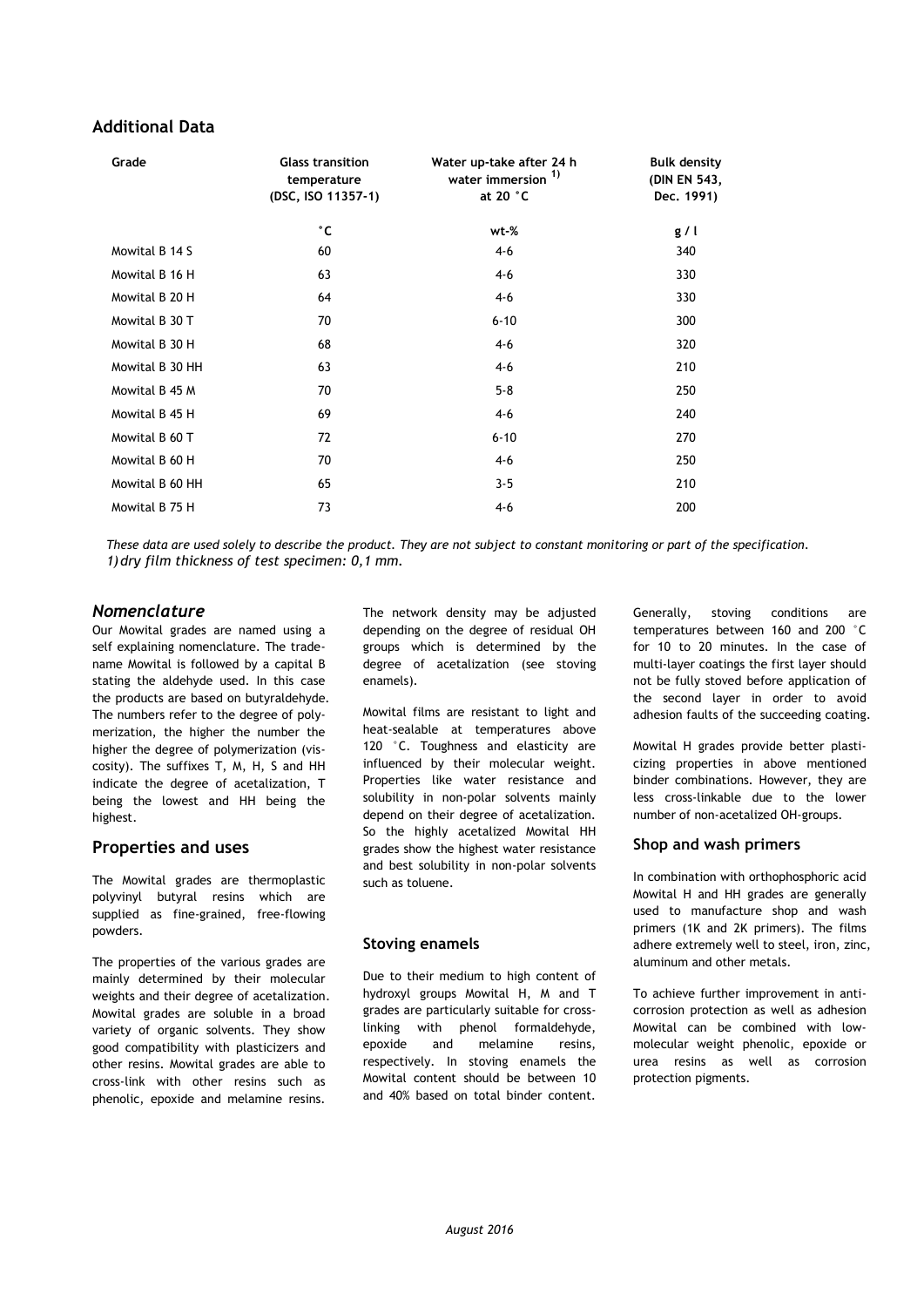## Additional Data

| Grade | Glass transition temperature (DSC, ISO 11357-1) | Water up-take after 24 h water immersion [1) ] at 20 °C | Bulk density (DIN EN 543, Dec. 1991) |
|---|---|---|---|
| | °C | wt-% | g / l |
| Mowital B 14 S | 60 | 4-6 | 340 |
| Mowital B 16 H | 63 | 4-6 | 330 |
| Mowital B 20 H | 64 | 4-6 | 330 |
| Mowital B 30 T | 70 | 6-10 | 300 |
| Mowital B 30 H | 68 | 4-6 | 320 |
| Mowital B 30 HH | 63 | 4-6 | 210 |
| Mowital B 45 M | 70 | 5-8 | 250 |
| Mowital B 45 H | 69 | 4-6 | 240 |
| Mowital B 60 T | 72 | 6-10 | 270 |
| Mowital B 60 H | 70 | 4-6 | 250 |
| Mowital B 60 HH | 65 | 3-5 | 210 |
| Mowital B 75 H | 73 | 4-6 | 200 |

*These data are used solely to describe the product. They are not subject to constant monitoring or part of the specification.*
*1) dry film thickness of test specimen: 0,1 mm.*

## *Nomenclature*

Our Mowital grades are named using a self explaining nomenclature. The tradename Mowital is followed by a capital B stating the aldehyde used. In this case the products are based on butyraldehyde. The numbers refer to the degree of polymerization, the higher the number the higher the degree of polymerization (viscosity). The suffixes T, M, H, S and HH indicate the degree of acetalization, T being the lowest and HH being the highest.

## Properties and uses

The Mowital grades are thermoplastic polyvinyl butyral resins which are supplied as fine-grained, free-flowing powders.

The properties of the various grades are mainly determined by their molecular weights and their degree of acetalization. Mowital grades are soluble in a broad variety of organic solvents. They show good compatibility with plasticizers and other resins. Mowital grades are able to cross-link with other resins such as phenolic, epoxide and melamine resins.

The network density may be adjusted depending on the degree of residual OH groups which is determined by the degree of acetalization (see stoving enamels).

Mowital films are resistant to light and heat-sealable at temperatures above 120 °C. Toughness and elasticity are influenced by their molecular weight. Properties like water resistance and solubility in non-polar solvents mainly depend on their degree of acetalization. So the highly acetalized Mowital HH grades show the highest water resistance and best solubility in non-polar solvents such as toluene.

### Stoving enamels

Due to their medium to high content of hydroxyl groups Mowital H, M and T grades are particularly suitable for cross-linking with phenol formaldehyde, epoxide and melamine resins, respectively. In stoving enamels the Mowital content should be between 10 and 40% based on total binder content.

Generally, stoving conditions are temperatures between 160 and 200 °C for 10 to 20 minutes. In the case of multi-layer coatings the first layer should not be fully stoved before application of the second layer in order to avoid adhesion faults of the succeeding coating.

Mowital H grades provide better plasticizing properties in above mentioned binder combinations. However, they are less cross-linkable due to the lower number of non-acetalized OH-groups.

### Shop and wash primers

In combination with orthophosphoric acid Mowital H and HH grades are generally used to manufacture shop and wash primers (1K and 2K primers). The films adhere extremely well to steel, iron, zinc, aluminum and other metals.

To achieve further improvement in anti-corrosion protection as well as adhesion Mowital can be combined with low-molecular weight phenolic, epoxide or urea resins as well as corrosion protection pigments.

*August 2016*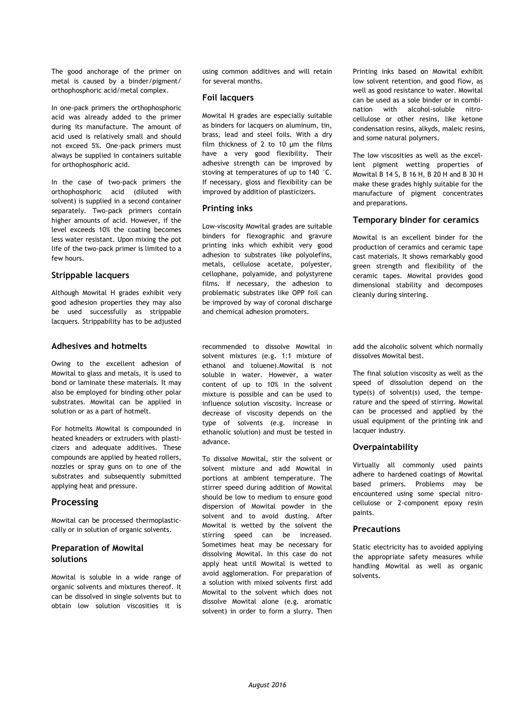The good anchorage of the primer on metal is caused by a binder/pigment/ orthophosphoric acid/metal complex.

In one-pack primers the orthophosphoric acid was already added to the primer during its manufacture. The amount of acid used is relatively small and should not exceed 5%. One-pack primers must always be supplied in containers suitable for orthophosphoric acid.

In the case of two-pack primers the orthophosphoric acid (diluted with solvent) is supplied in a second container separately. Two-pack primers contain higher amounts of acid. However, if the level exceeds 10% the coating becomes less water resistant. Upon mixing the pot life of the two-pack primer is limited to a few hours.

### Strippable lacquers

Although Mowital H grades exhibit very good adhesion properties they may also be used successfully as strippable lacquers. Strippability has to be adjusted using common additives and will retain for several months.

### Foil lacquers

Mowital H grades are especially suitable as binders for lacquers on aluminum, tin, brass, lead and steel foils. With a dry film thickness of 2 to 10 µm the films have a very good flexibility. Their adhesive strength can be improved by stoving at temperatures of up to 140 °C. If necessary, gloss and flexibility can be improved by addition of plasticizers.

### Printing inks

Low-viscosity Mowital grades are suitable binders for flexographic and gravure printing inks which exhibit very good adhesion to substrates like polyolefins, metals, cellulose acetate, polyester, cellophane, polyamide, and polystyrene films. If necessary, the adhesion to problematic substrates like OPP foil can be improved by way of coronal discharge and chemical adhesion promoters.

Printing inks based on Mowital exhibit low solvent retention, and good flow, as well as good resistance to water. Mowital can be used as a sole binder or in combination with alcohol-soluble nitrocellulose or other resins, like ketone condensation resins, alkyds, maleic resins, and some natural polymers.

The low viscosities as well as the excellent pigment wetting properties of Mowital B 14 S, B 16 H, B 20 H and B 30 H make these grades highly suitable for the manufacture of pigment concentrates and preparations.

### Temporary binder for ceramics

Mowital is an excellent binder for the production of ceramics and ceramic tape cast materials. It shows remarkably good green strength and flexibility of the ceramic tapes. Mowital provides good dimensional stability and decomposes cleanly during sintering.

### Adhesives and hotmelts

Owing to the excellent adhesion of Mowital to glass and metals, it is used to bond or laminate these materials. It may also be employed for binding other polar substrates. Mowital can be applied in solution or as a part of hotmelt.

For hotmelts Mowital is compounded in heated kneaders or extruders with plasticizers and adequate additives. These compounds are applied by heated rollers, nozzles or spray guns on to one of the substrates and subsequently submitted applying heat and pressure.

## Processing

Mowital can be processed thermoplastically or in solution of organic solvents.

### Preparation of Mowital solutions

Mowital is soluble in a wide range of organic solvents and mixtures thereof. It can be dissolved in single solvents but to obtain low solution viscosities it is recommended to dissolve Mowital in solvent mixtures (e.g. 1:1 mixture of ethanol and toluene).Mowital is not soluble in water. However, a water content of up to 10% in the solvent mixture is possible and can be used to influence solution viscosity. Increase or decrease of viscosity depends on the type of solvents (e.g. increase in ethanolic solution) and must be tested in advance.

To dissolve Mowital, stir the solvent or solvent mixture and add Mowital in portions at ambient temperature. The stirrer speed during addition of Mowital should be low to medium to ensure good dispersion of Mowital powder in the solvent and to avoid dusting. After Mowital is wetted by the solvent the stirring speed can be increased. Sometimes heat may be necessary for dissolving Mowital. In this case do not apply heat until Mowital is wetted to avoid agglomeration. For preparation of a solution with mixed solvents first add Mowital to the solvent which does not dissolve Mowital alone (e.g. aromatic solvent) in order to form a slurry. Then add the alcoholic solvent which normally dissolves Mowital best.

The final solution viscosity as well as the speed of dissolution depend on the type(s) of solvent(s) used, the temperature and the speed of stirring. Mowital can be processed and applied by the usual equipment of the printing ink and lacquer industry.

### Overpaintability

Virtually all commonly used paints adhere to hardened coatings of Mowital based primers. Problems may be encountered using some special nitrocellulose or 2-component epoxy resin paints.

### Precautions

Static electricity has to avoided applying the appropriate safety measures while handling Mowital as well as organic solvents.

*August 2016*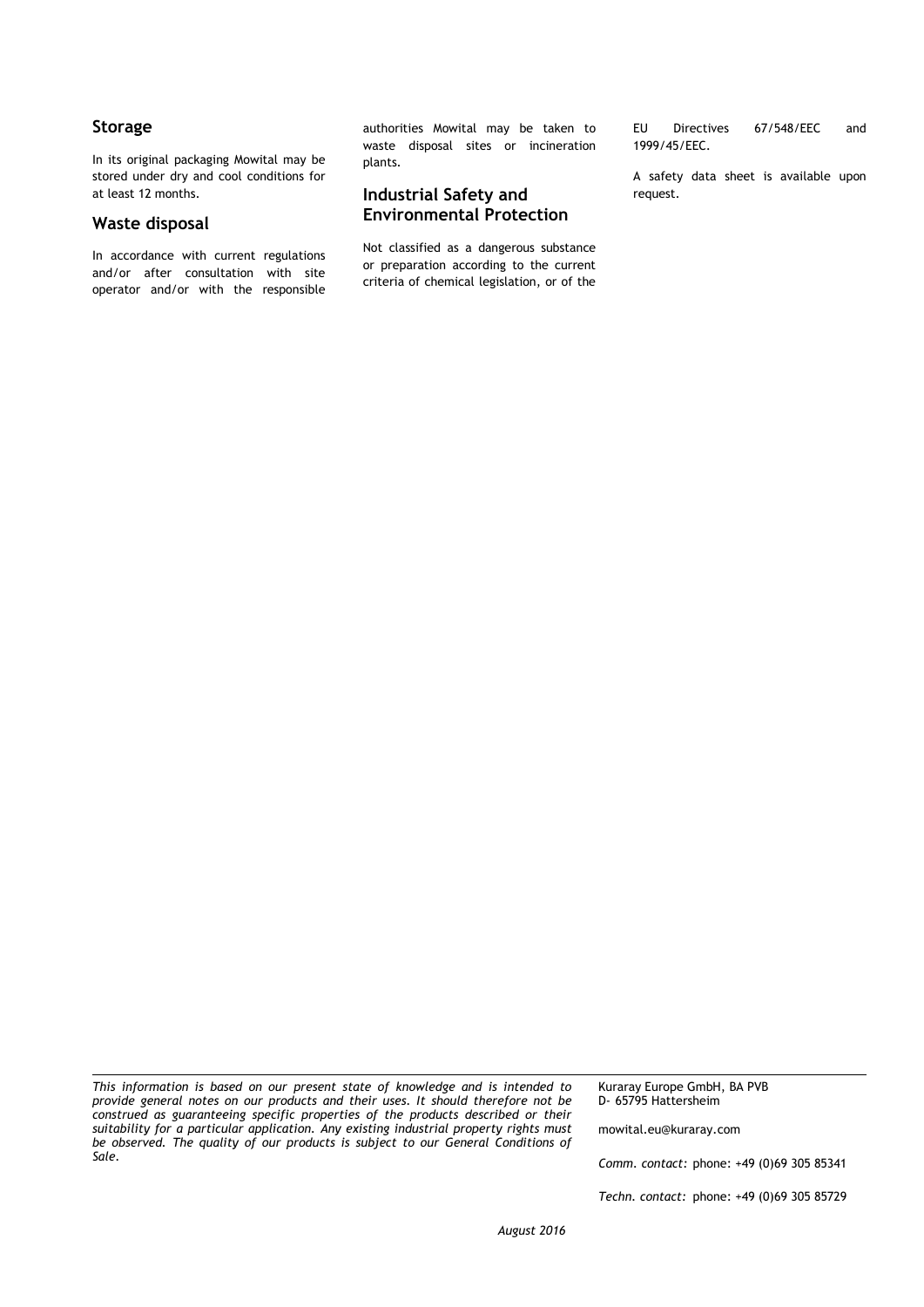## Storage

In its original packaging Mowital may be stored under dry and cool conditions for at least 12 months.

## Waste disposal

In accordance with current regulations and/or after consultation with site operator and/or with the responsible authorities Mowital may be taken to waste disposal sites or incineration plants.

## Industrial Safety and Environmental Protection

Not classified as a dangerous substance or preparation according to the current criteria of chemical legislation, or of the EU Directives 67/548/EEC and 1999/45/EEC.

A safety data sheet is available upon request.

---

*This information is based on our present state of knowledge and is intended to provide general notes on our products and their uses. It should therefore not be construed as guaranteeing specific properties of the products described or their suitability for a particular application. Any existing industrial property rights must be observed. The quality of our products is subject to our General Conditions of Sale.*

Kuraray Europe GmbH, BA PVB
D- 65795 Hattersheim

mowital.eu@kuraray.com

*Comm. contact:* phone: +49 (0)69 305 85341

*Techn. contact:* phone: +49 (0)69 305 85729

*August 2016*